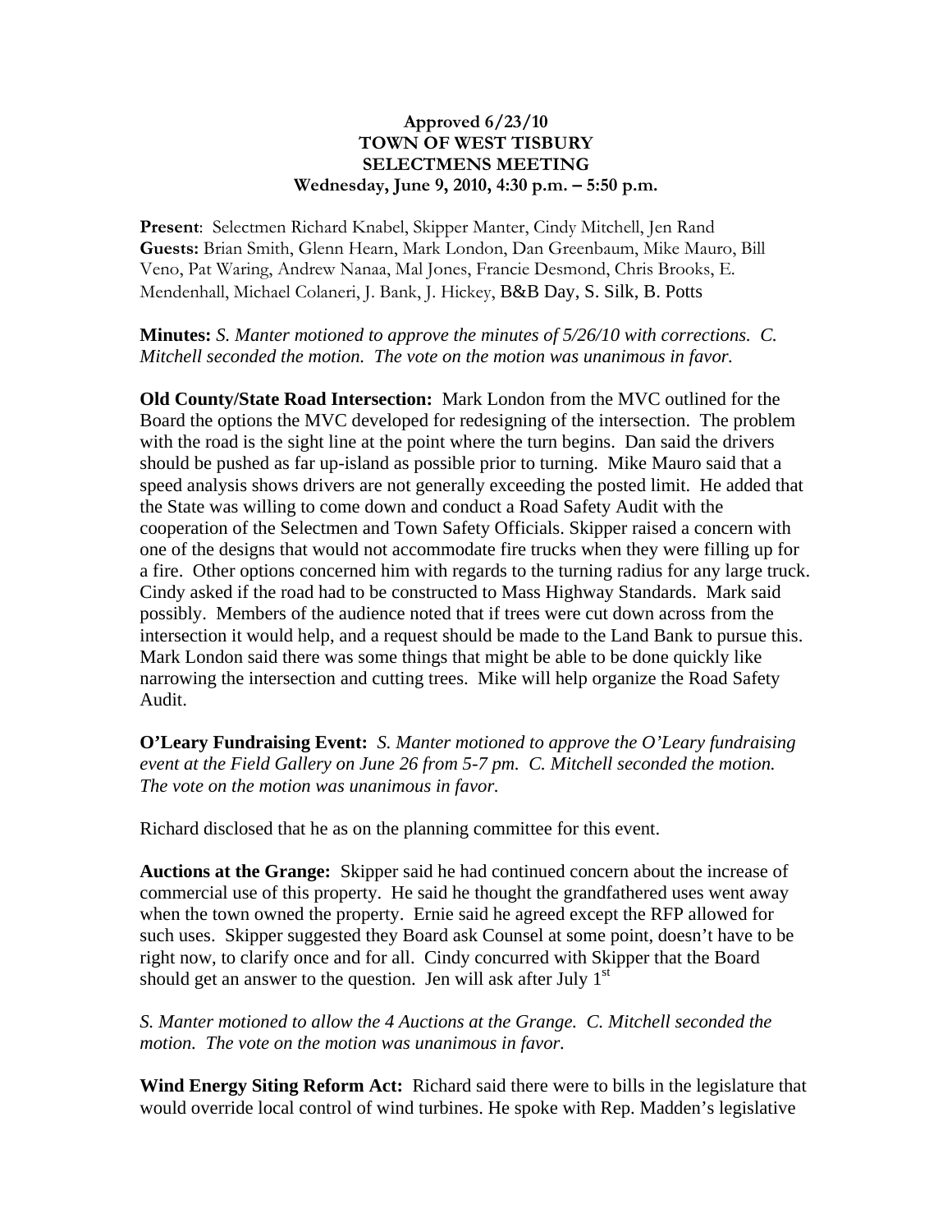**Approved 6/23/10**
**TOWN OF WEST TISBURY**
**SELECTMENS MEETING**
**Wednesday, June 9, 2010, 4:30 p.m. – 5:50 p.m.**

**Present**: Selectmen Richard Knabel, Skipper Manter, Cindy Mitchell, Jen Rand
**Guests:** Brian Smith, Glenn Hearn, Mark London, Dan Greenbaum, Mike Mauro, Bill Veno, Pat Waring, Andrew Nanaa, Mal Jones, Francie Desmond, Chris Brooks, E. Mendenhall, Michael Colaneri, J. Bank, J. Hickey, B&B Day, S. Silk, B. Potts

**Minutes:** *S. Manter motioned to approve the minutes of 5/26/10 with corrections. C. Mitchell seconded the motion. The vote on the motion was unanimous in favor.*

**Old County/State Road Intersection:** Mark London from the MVC outlined for the Board the options the MVC developed for redesigning of the intersection. The problem with the road is the sight line at the point where the turn begins. Dan said the drivers should be pushed as far up-island as possible prior to turning. Mike Mauro said that a speed analysis shows drivers are not generally exceeding the posted limit. He added that the State was willing to come down and conduct a Road Safety Audit with the cooperation of the Selectmen and Town Safety Officials. Skipper raised a concern with one of the designs that would not accommodate fire trucks when they were filling up for a fire. Other options concerned him with regards to the turning radius for any large truck. Cindy asked if the road had to be constructed to Mass Highway Standards. Mark said possibly. Members of the audience noted that if trees were cut down across from the intersection it would help, and a request should be made to the Land Bank to pursue this. Mark London said there was some things that might be able to be done quickly like narrowing the intersection and cutting trees. Mike will help organize the Road Safety Audit.

**O'Leary Fundraising Event:** *S. Manter motioned to approve the O'Leary fundraising event at the Field Gallery on June 26 from 5-7 pm. C. Mitchell seconded the motion. The vote on the motion was unanimous in favor.*

Richard disclosed that he as on the planning committee for this event.

**Auctions at the Grange:** Skipper said he had continued concern about the increase of commercial use of this property. He said he thought the grandfathered uses went away when the town owned the property. Ernie said he agreed except the RFP allowed for such uses. Skipper suggested they Board ask Counsel at some point, doesn't have to be right now, to clarify once and for all. Cindy concurred with Skipper that the Board should get an answer to the question. Jen will ask after July 1st

*S. Manter motioned to allow the 4 Auctions at the Grange. C. Mitchell seconded the motion. The vote on the motion was unanimous in favor.*

**Wind Energy Siting Reform Act:** Richard said there were to bills in the legislature that would override local control of wind turbines. He spoke with Rep. Madden's legislative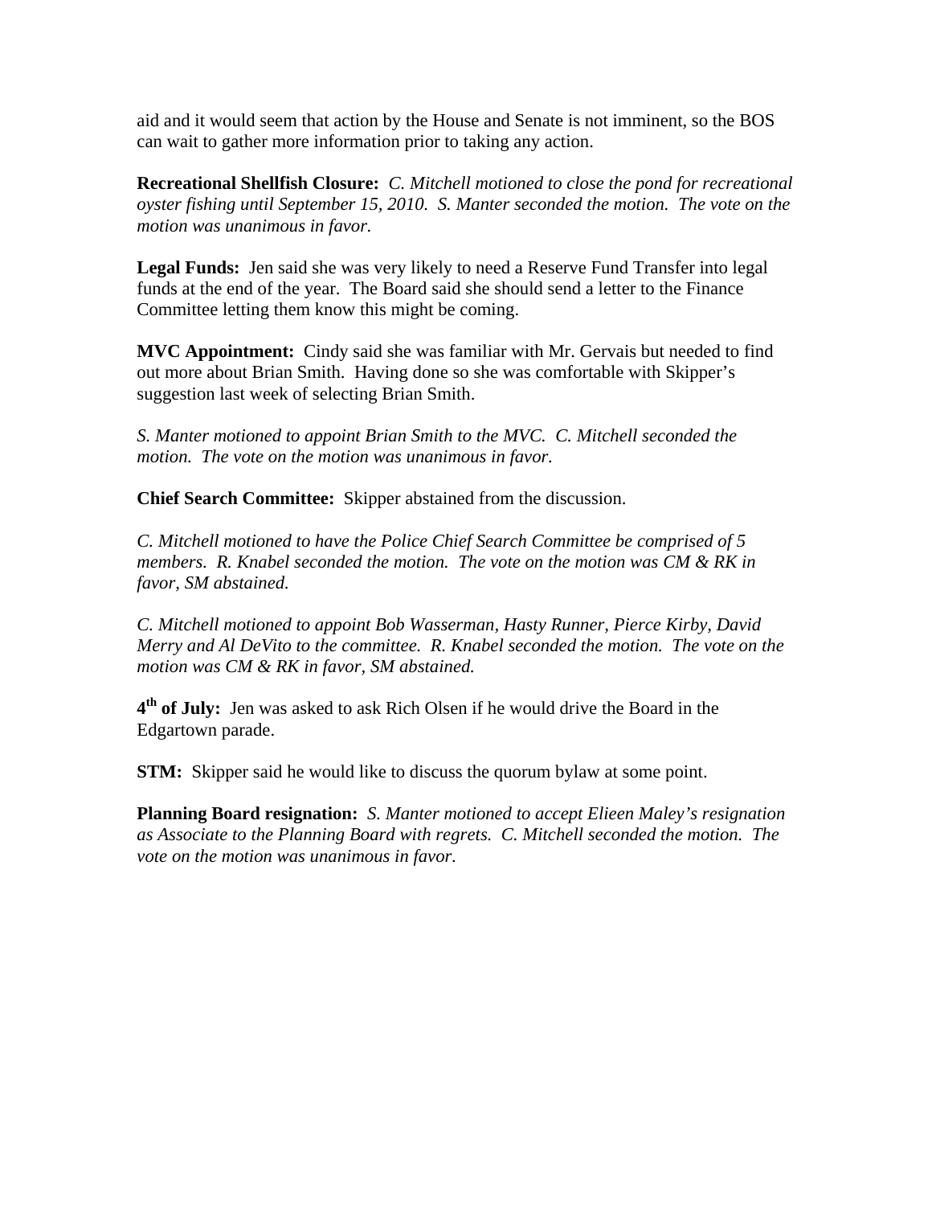aid and it would seem that action by the House and Senate is not imminent, so the BOS can wait to gather more information prior to taking any action.

**Recreational Shellfish Closure:** *C. Mitchell motioned to close the pond for recreational oyster fishing until September 15, 2010. S. Manter seconded the motion. The vote on the motion was unanimous in favor.*

**Legal Funds:** Jen said she was very likely to need a Reserve Fund Transfer into legal funds at the end of the year. The Board said she should send a letter to the Finance Committee letting them know this might be coming.

**MVC Appointment:** Cindy said she was familiar with Mr. Gervais but needed to find out more about Brian Smith. Having done so she was comfortable with Skipper's suggestion last week of selecting Brian Smith.

*S. Manter motioned to appoint Brian Smith to the MVC. C. Mitchell seconded the motion. The vote on the motion was unanimous in favor.*

**Chief Search Committee:** Skipper abstained from the discussion.

*C. Mitchell motioned to have the Police Chief Search Committee be comprised of 5 members. R. Knabel seconded the motion. The vote on the motion was CM & RK in favor, SM abstained.*

*C. Mitchell motioned to appoint Bob Wasserman, Hasty Runner, Pierce Kirby, David Merry and Al DeVito to the committee. R. Knabel seconded the motion. The vote on the motion was CM & RK in favor, SM abstained.*

**4th of July:** Jen was asked to ask Rich Olsen if he would drive the Board in the Edgartown parade.

**STM:** Skipper said he would like to discuss the quorum bylaw at some point.

**Planning Board resignation:** *S. Manter motioned to accept Elieen Maley's resignation as Associate to the Planning Board with regrets. C. Mitchell seconded the motion. The vote on the motion was unanimous in favor.*